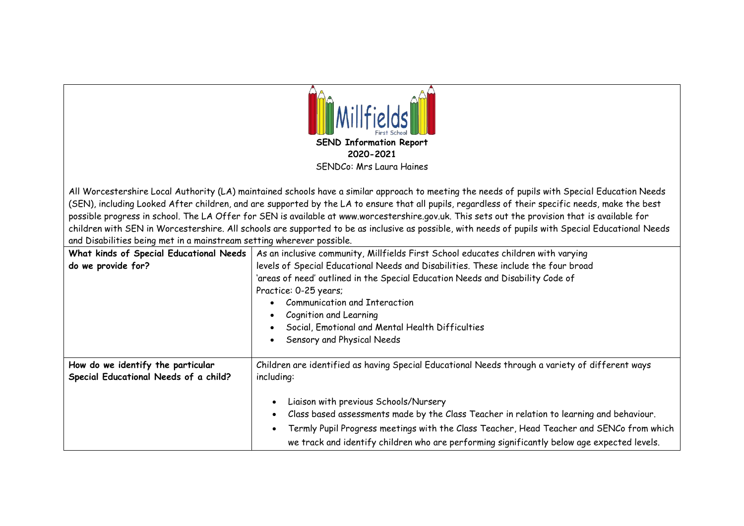Millfields First School

**SEND Information Report**
**2020-2021**
SENDCo: Mrs Laura Haines

All Worcestershire Local Authority (LA) maintained schools have a similar approach to meeting the needs of pupils with Special Education Needs (SEN), including Looked After children, and are supported by the LA to ensure that all pupils, regardless of their specific needs, make the best possible progress in school. The LA Offer for SEN is available at www.worcestershire.gov.uk. This sets out the provision that is available for children with SEN in Worcestershire. All schools are supported to be as inclusive as possible, with needs of pupils with Special Educational Needs and Disabilities being met in a mainstream setting wherever possible.

| | |
|---|---|
| **What kinds of Special Educational Needs do we provide for?** | As an inclusive community, Millfields First School educates children with varying levels of Special Educational Needs and Disabilities. These include the four broad 'areas of need' outlined in the Special Education Needs and Disability Code of Practice: 0-25 years;<br>• Communication and Interaction<br>• Cognition and Learning<br>• Social, Emotional and Mental Health Difficulties<br>• Sensory and Physical Needs |
| **How do we identify the particular Special Educational Needs of a child?** | Children are identified as having Special Educational Needs through a variety of different ways including:<br>• Liaison with previous Schools/Nursery<br>• Class based assessments made by the Class Teacher in relation to learning and behaviour.<br>• Termly Pupil Progress meetings with the Class Teacher, Head Teacher and SENCo from which we track and identify children who are performing significantly below age expected levels. |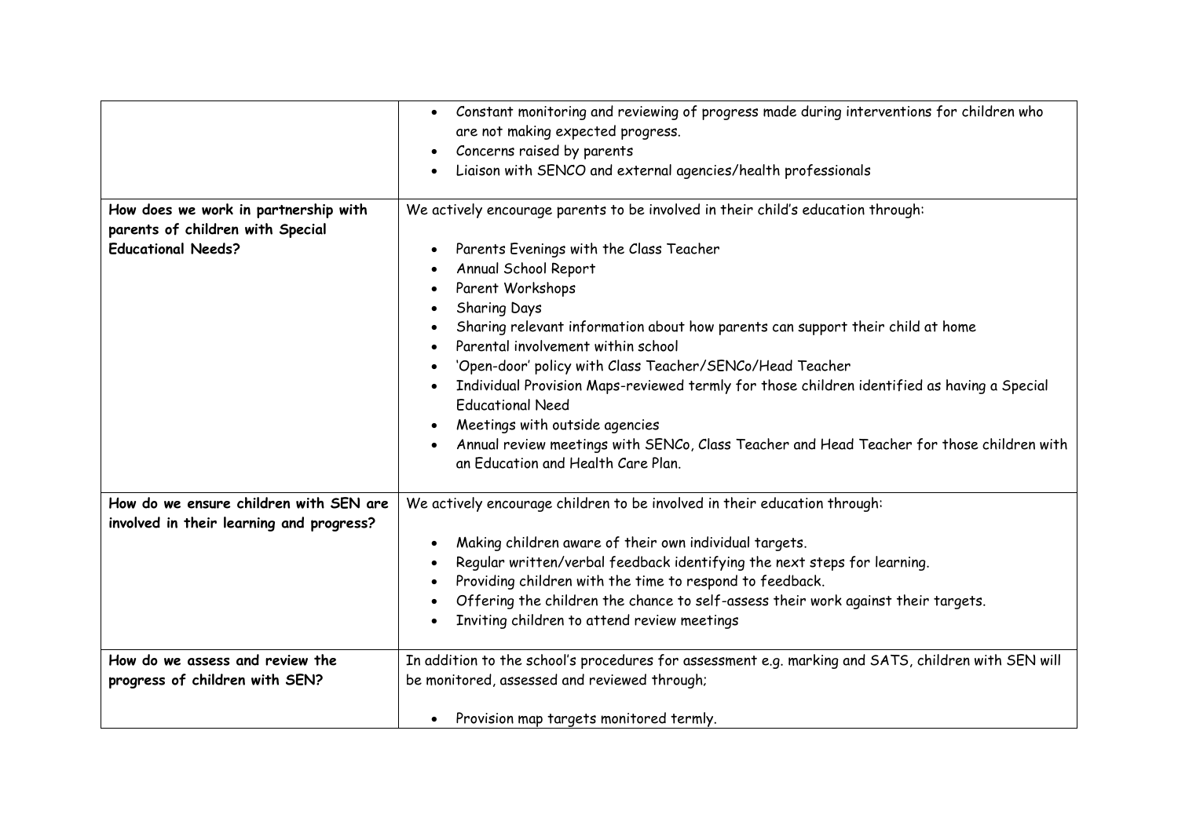| | |
|---|---|
| | • Constant monitoring and reviewing of progress made during interventions for children who are not making expected progress.<br>• Concerns raised by parents<br>• Liaison with SENCO and external agencies/health professionals |
| **How does we work in partnership with parents of children with Special Educational Needs?** | We actively encourage parents to be involved in their child's education through:<br><br>• Parents Evenings with the Class Teacher<br>• Annual School Report<br>• Parent Workshops<br>• Sharing Days<br>• Sharing relevant information about how parents can support their child at home<br>• Parental involvement within school<br>• 'Open-door' policy with Class Teacher/SENCo/Head Teacher<br>• Individual Provision Maps-reviewed termly for those children identified as having a Special Educational Need<br>• Meetings with outside agencies<br>• Annual review meetings with SENCo, Class Teacher and Head Teacher for those children with an Education and Health Care Plan. |
| **How do we ensure children with SEN are involved in their learning and progress?** | We actively encourage children to be involved in their education through:<br><br>• Making children aware of their own individual targets.<br>• Regular written/verbal feedback identifying the next steps for learning.<br>• Providing children with the time to respond to feedback.<br>• Offering the children the chance to self-assess their work against their targets.<br>• Inviting children to attend review meetings |
| **How do we assess and review the progress of children with SEN?** | In addition to the school's procedures for assessment e.g. marking and SATS, children with SEN will be monitored, assessed and reviewed through;<br><br>• Provision map targets monitored termly. |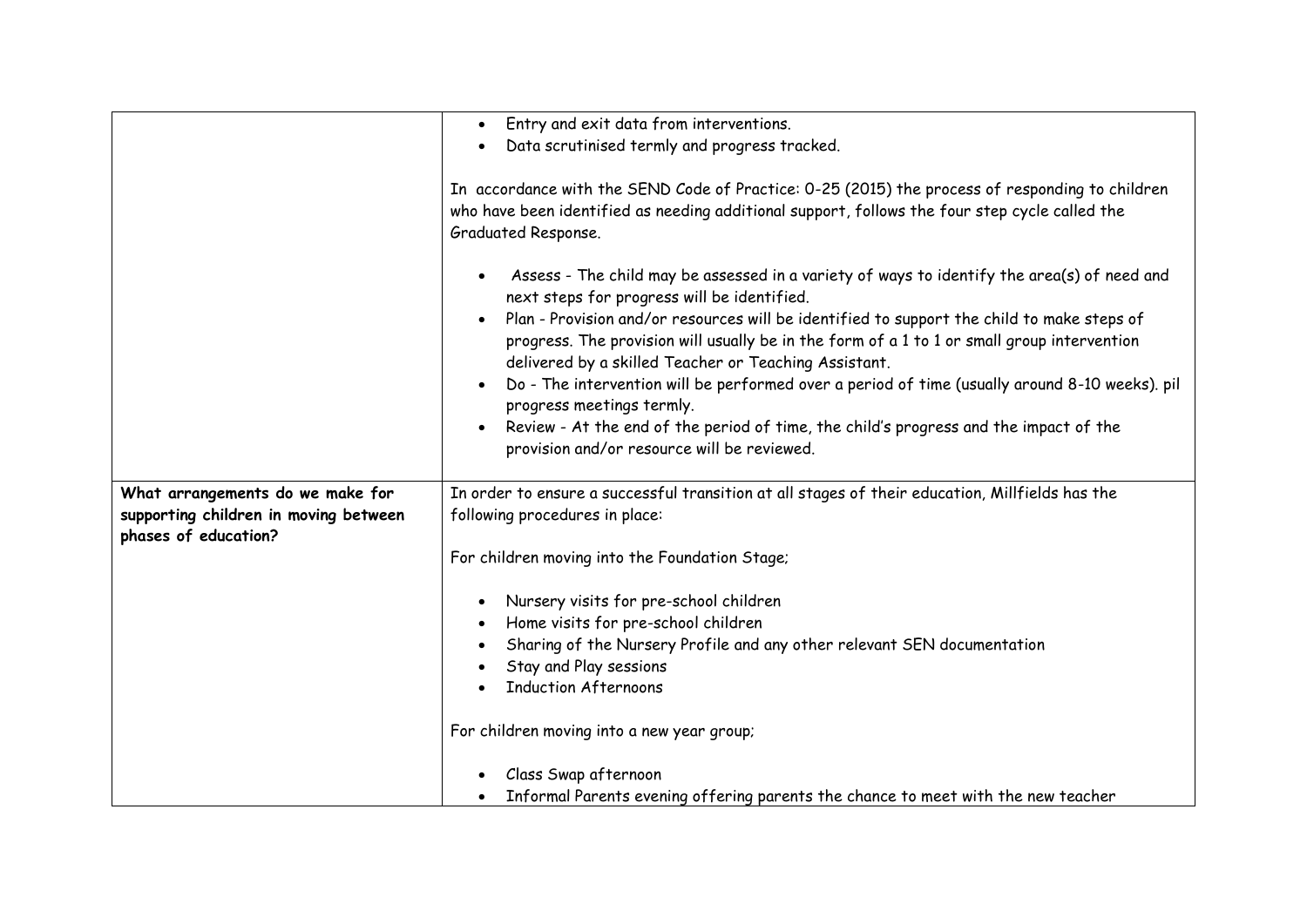| | |
|---|---|
| | • Entry and exit data from interventions.<br>• Data scrutinised termly and progress tracked.<br><br>In accordance with the SEND Code of Practice: 0-25 (2015) the process of responding to children who have been identified as needing additional support, follows the four step cycle called the Graduated Response.<br><br>• Assess - The child may be assessed in a variety of ways to identify the area(s) of need and next steps for progress will be identified.<br>• Plan - Provision and/or resources will be identified to support the child to make steps of progress. The provision will usually be in the form of a 1 to 1 or small group intervention delivered by a skilled Teacher or Teaching Assistant.<br>• Do - The intervention will be performed over a period of time (usually around 8-10 weeks). pil progress meetings termly.<br>• Review - At the end of the period of time, the child's progress and the impact of the provision and/or resource will be reviewed. |
| **What arrangements do we make for supporting children in moving between phases of education?** | In order to ensure a successful transition at all stages of their education, Millfields has the following procedures in place:<br><br>For children moving into the Foundation Stage;<br><br>• Nursery visits for pre-school children<br>• Home visits for pre-school children<br>• Sharing of the Nursery Profile and any other relevant SEN documentation<br>• Stay and Play sessions<br>• Induction Afternoons<br><br>For children moving into a new year group;<br><br>• Class Swap afternoon<br>• Informal Parents evening offering parents the chance to meet with the new teacher |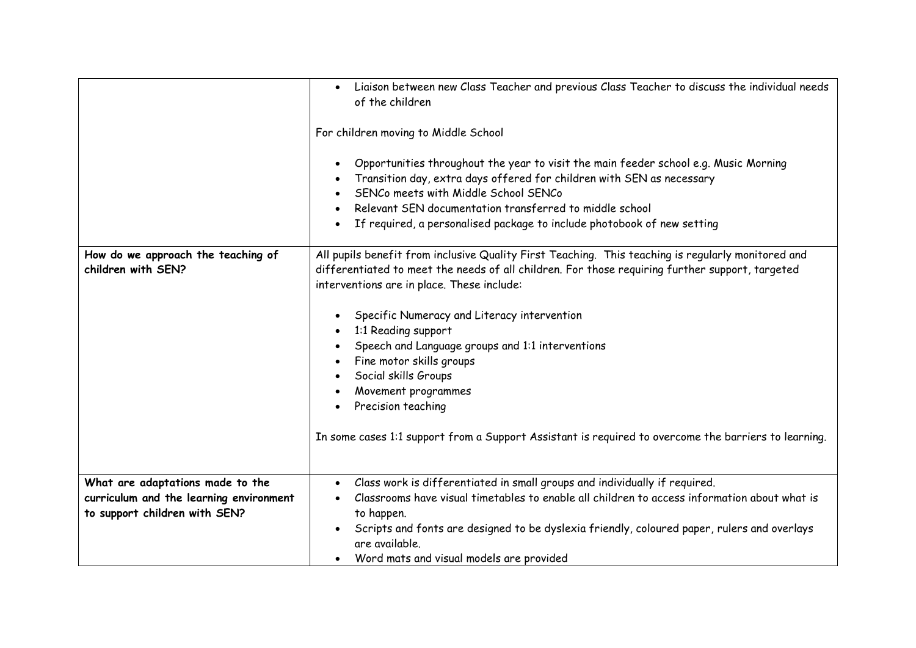| | |
|---|---|
| | <ul><li>Liaison between new Class Teacher and previous Class Teacher to discuss the individual needs of the children</li></ul>For children moving to Middle School<ul><li>Opportunities throughout the year to visit the main feeder school e.g. Music Morning</li><li>Transition day, extra days offered for children with SEN as necessary</li><li>SENCo meets with Middle School SENCo</li><li>Relevant SEN documentation transferred to middle school</li><li>If required, a personalised package to include photobook of new setting</li></ul> |
| **How do we approach the teaching of children with SEN?** | All pupils benefit from inclusive Quality First Teaching. This teaching is regularly monitored and differentiated to meet the needs of all children. For those requiring further support, targeted interventions are in place. These include:<ul><li>Specific Numeracy and Literacy intervention</li><li>1:1 Reading support</li><li>Speech and Language groups and 1:1 interventions</li><li>Fine motor skills groups</li><li>Social skills Groups</li><li>Movement programmes</li><li>Precision teaching</li></ul>In some cases 1:1 support from a Support Assistant is required to overcome the barriers to learning. |
| **What are adaptations made to the curriculum and the learning environment to support children with SEN?** | <ul><li>Class work is differentiated in small groups and individually if required.</li><li>Classrooms have visual timetables to enable all children to access information about what is to happen.</li><li>Scripts and fonts are designed to be dyslexia friendly, coloured paper, rulers and overlays are available.</li><li>Word mats and visual models are provided</li></ul> |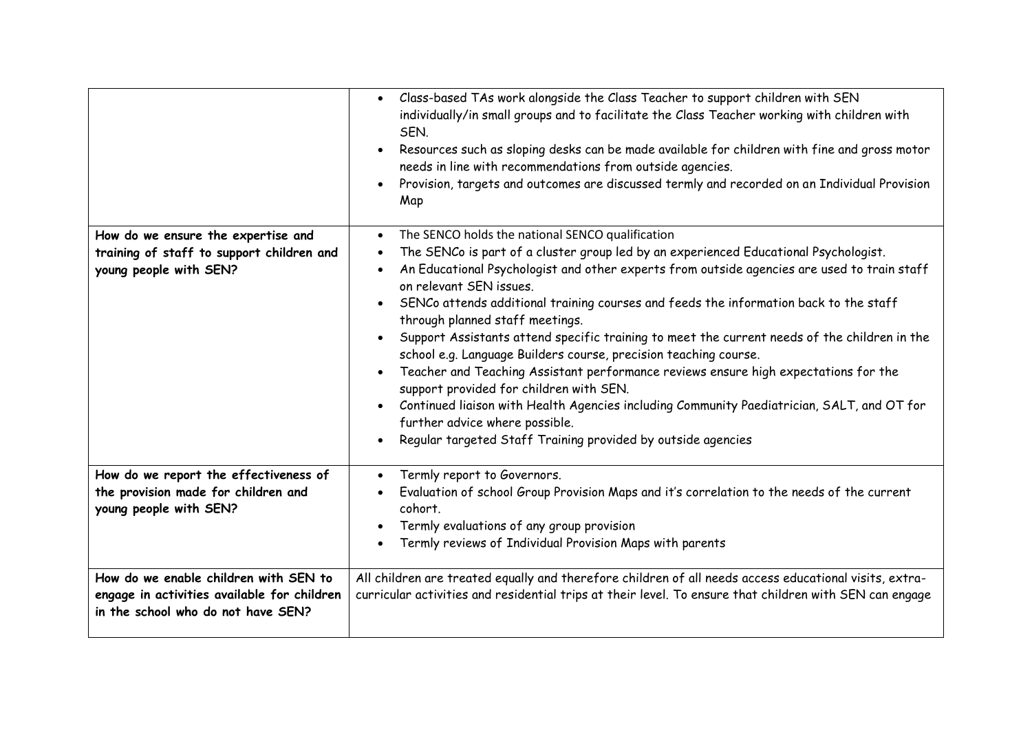| | |
|---|---|
| | • Class-based TAs work alongside the Class Teacher to support children with SEN individually/in small groups and to facilitate the Class Teacher working with children with SEN.<br>• Resources such as sloping desks can be made available for children with fine and gross motor needs in line with recommendations from outside agencies.<br>• Provision, targets and outcomes are discussed termly and recorded on an Individual Provision Map |
| **How do we ensure the expertise and training of staff to support children and young people with SEN?** | • The SENCO holds the national SENCO qualification<br>• The SENCo is part of a cluster group led by an experienced Educational Psychologist.<br>• An Educational Psychologist and other experts from outside agencies are used to train staff on relevant SEN issues.<br>• SENCo attends additional training courses and feeds the information back to the staff through planned staff meetings.<br>• Support Assistants attend specific training to meet the current needs of the children in the school e.g. Language Builders course, precision teaching course.<br>• Teacher and Teaching Assistant performance reviews ensure high expectations for the support provided for children with SEN.<br>• Continued liaison with Health Agencies including Community Paediatrician, SALT, and OT for further advice where possible.<br>• Regular targeted Staff Training provided by outside agencies |
| **How do we report the effectiveness of the provision made for children and young people with SEN?** | • Termly report to Governors.<br>• Evaluation of school Group Provision Maps and it's correlation to the needs of the current cohort.<br>• Termly evaluations of any group provision<br>• Termly reviews of Individual Provision Maps with parents |
| **How do we enable children with SEN to engage in activities available for children in the school who do not have SEN?** | All children are treated equally and therefore children of all needs access educational visits, extra-curricular activities and residential trips at their level. To ensure that children with SEN can engage |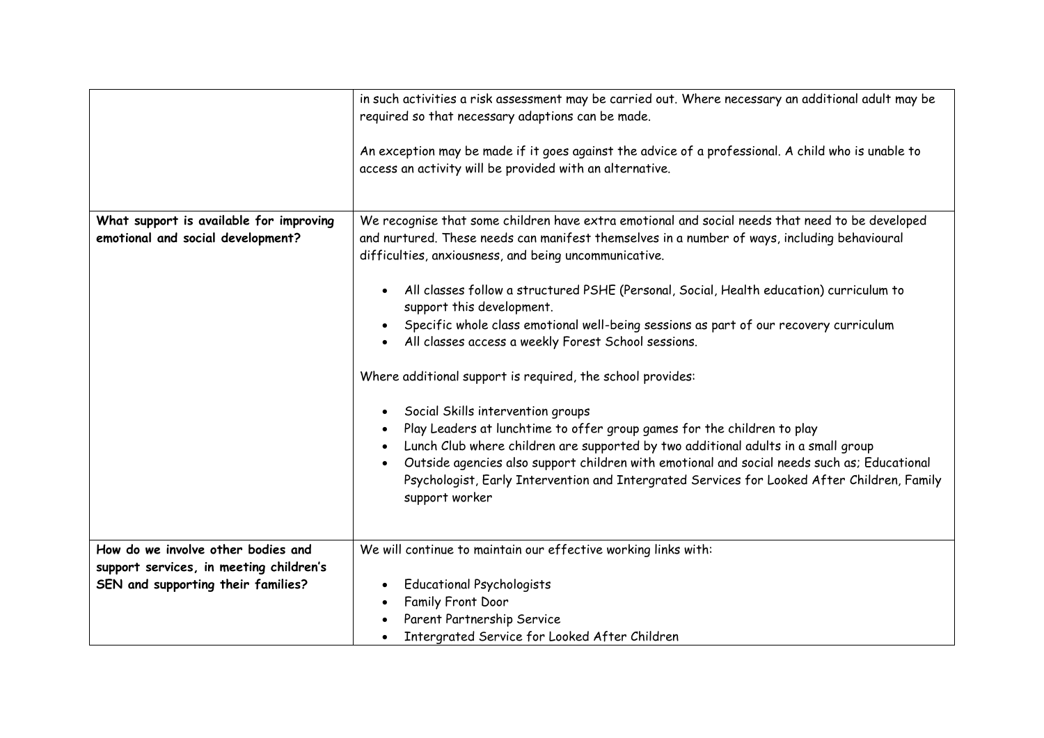| | |
|---|---|
| | in such activities a risk assessment may be carried out. Where necessary an additional adult may be required so that necessary adaptions can be made.<br><br>An exception may be made if it goes against the advice of a professional. A child who is unable to access an activity will be provided with an alternative. |
| **What support is available for improving emotional and social development?** | We recognise that some children have extra emotional and social needs that need to be developed and nurtured. These needs can manifest themselves in a number of ways, including behavioural difficulties, anxiousness, and being uncommunicative.<br><br>• All classes follow a structured PSHE (Personal, Social, Health education) curriculum to support this development.<br>• Specific whole class emotional well-being sessions as part of our recovery curriculum<br>• All classes access a weekly Forest School sessions.<br><br>Where additional support is required, the school provides:<br><br>• Social Skills intervention groups<br>• Play Leaders at lunchtime to offer group games for the children to play<br>• Lunch Club where children are supported by two additional adults in a small group<br>• Outside agencies also support children with emotional and social needs such as; Educational Psychologist, Early Intervention and Intergrated Services for Looked After Children, Family support worker |
| **How do we involve other bodies and support services, in meeting children's SEN and supporting their families?** | We will continue to maintain our effective working links with:<br><br>• Educational Psychologists<br>• Family Front Door<br>• Parent Partnership Service<br>• Intergrated Service for Looked After Children |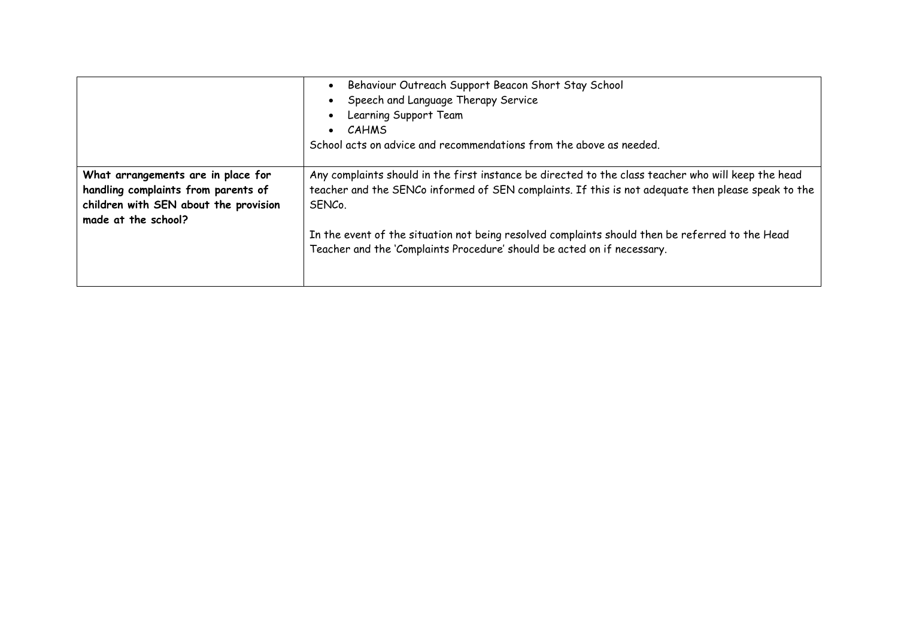| | |
|---|---|
| | • Behaviour Outreach Support Beacon Short Stay School<br>• Speech and Language Therapy Service<br>• Learning Support Team<br>• CAHMS<br>School acts on advice and recommendations from the above as needed. |
| **What arrangements are in place for handling complaints from parents of children with SEN about the provision made at the school?** | Any complaints should in the first instance be directed to the class teacher who will keep the head teacher and the SENCo informed of SEN complaints. If this is not adequate then please speak to the SENCo.<br><br>In the event of the situation not being resolved complaints should then be referred to the Head Teacher and the 'Complaints Procedure' should be acted on if necessary. |